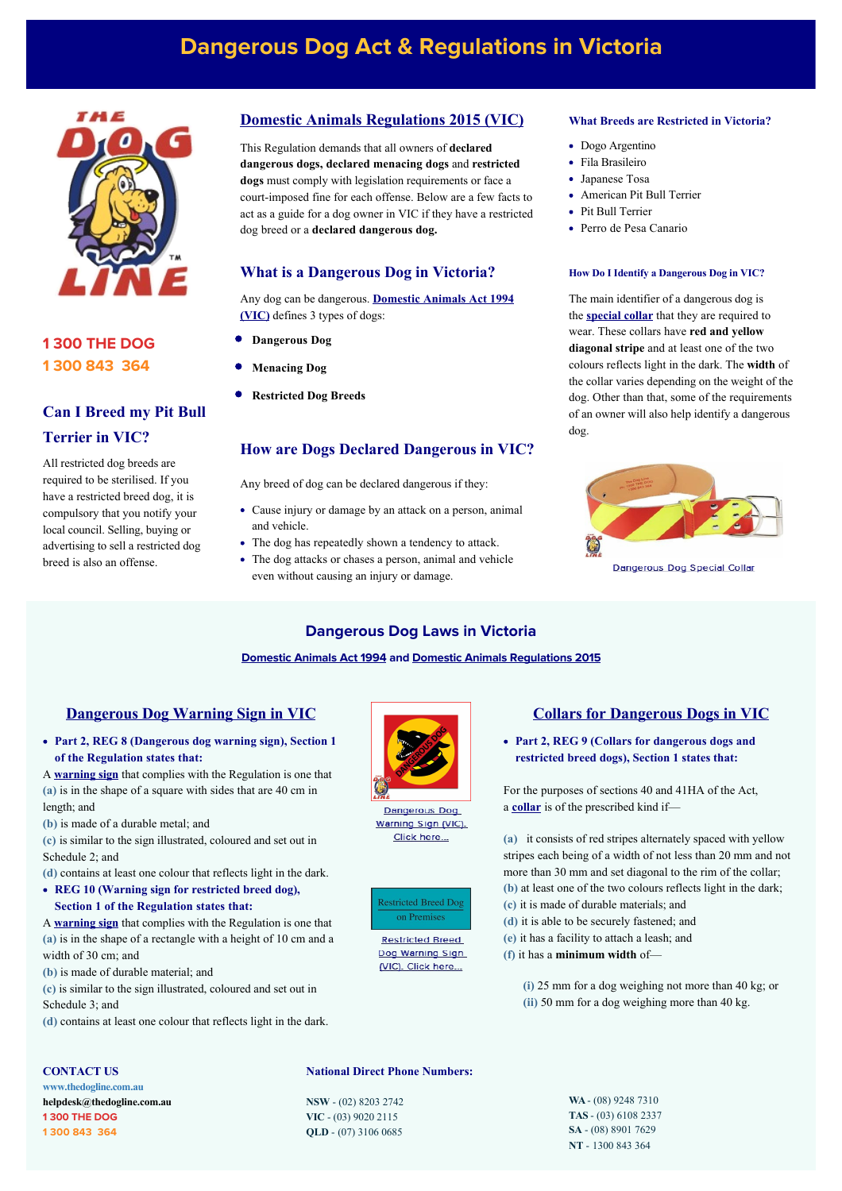# Dangerous Dog Act & Regulations in Victoria

1 300 THE DOG
1 300 843 364

## Can I Breed my Pit Bull Terrier in VIC?

All restricted dog breeds are required to be sterilised. If you have a restricted breed dog, it is compulsory that you notify your local council. Selling, buying or advertising to sell a restricted dog breed is also an offense.

## Domestic Animals Regulations 2015 (VIC)

This Regulation demands that all owners of **declared dangerous dogs, declared menacing dogs** and **restricted dogs** must comply with legislation requirements or face a court-imposed fine for each offense. Below are a few facts to act as a guide for a dog owner in VIC if they have a restricted dog breed or a **declared dangerous dog.**

## What is a Dangerous Dog in Victoria?

Any dog can be dangerous. Domestic Animals Act 1994 (VIC) defines 3 types of dogs:

- **Dangerous Dog**
- **Menacing Dog**
- **Restricted Dog Breeds**

## How are Dogs Declared Dangerous in VIC?

Any breed of dog can be declared dangerous if they:

- Cause injury or damage by an attack on a person, animal and vehicle.
- The dog has repeatedly shown a tendency to attack.
- The dog attacks or chases a person, animal and vehicle even without causing an injury or damage.

### What Breeds are Restricted in Victoria?

- Dogo Argentino
- Fila Brasileiro
- Japanese Tosa
- American Pit Bull Terrier
- Pit Bull Terrier
- Perro de Pesa Canario

### How Do I Identify a Dangerous Dog in VIC?

The main identifier of a dangerous dog is the special collar that they are required to wear. These collars have **red and yellow diagonal stripe** and at least one of the two colours reflects light in the dark. The **width** of the collar varies depending on the weight of the dog. Other than that, some of the requirements of an owner will also help identify a dangerous dog.

Dangerous Dog Special Collar

## Dangerous Dog Laws in Victoria

Domestic Animals Act 1994 and Domestic Animals Regulations 2015

### Dangerous Dog Warning Sign in VIC

- **Part 2, REG 8 (Dangerous dog warning sign), Section 1 of the Regulation states that:**

A warning sign that complies with the Regulation is one that
(a) is in the shape of a square with sides that are 40 cm in length; and
(b) is made of a durable metal; and
(c) is similar to the sign illustrated, coloured and set out in Schedule 2; and
(d) contains at least one colour that reflects light in the dark.

- **REG 10 (Warning sign for restricted breed dog), Section 1 of the Regulation states that:**

A warning sign that complies with the Regulation is one that
(a) is in the shape of a rectangle with a height of 10 cm and a width of 30 cm; and
(b) is made of durable material; and
(c) is similar to the sign illustrated, coloured and set out in Schedule 3; and
(d) contains at least one colour that reflects light in the dark.

Dangerous Dog Warning Sign (VIC). Click here...

Restricted Breed Dog on Premises

Restricted Breed Dog Warning Sign (VIC). Click here...

### Collars for Dangerous Dogs in VIC

- **Part 2, REG 9 (Collars for dangerous dogs and restricted breed dogs), Section 1 states that:**

For the purposes of sections 40 and 41HA of the Act, a collar is of the prescribed kind if—

(a) it consists of red stripes alternately spaced with yellow stripes each being of a width of not less than 20 mm and not more than 30 mm and set diagonal to the rim of the collar;
(b) at least one of the two colours reflects light in the dark;
(c) it is made of durable materials; and
(d) it is able to be securely fastened; and
(e) it has a facility to attach a leash; and
(f) it has a **minimum width** of—

(i) 25 mm for a dog weighing not more than 40 kg; or
(ii) 50 mm for a dog weighing more than 40 kg.

**CONTACT US**
www.thedogline.com.au
helpdesk@thedogline.com.au
1 300 THE DOG
1 300 843 364

**National Direct Phone Numbers:**

**NSW** - (02) 8203 2742
**VIC** - (03) 9020 2115
**QLD** - (07) 3106 0685
**WA** - (08) 9248 7310
**TAS** - (03) 6108 2337
**SA** - (08) 8901 7629
**NT** - 1300 843 364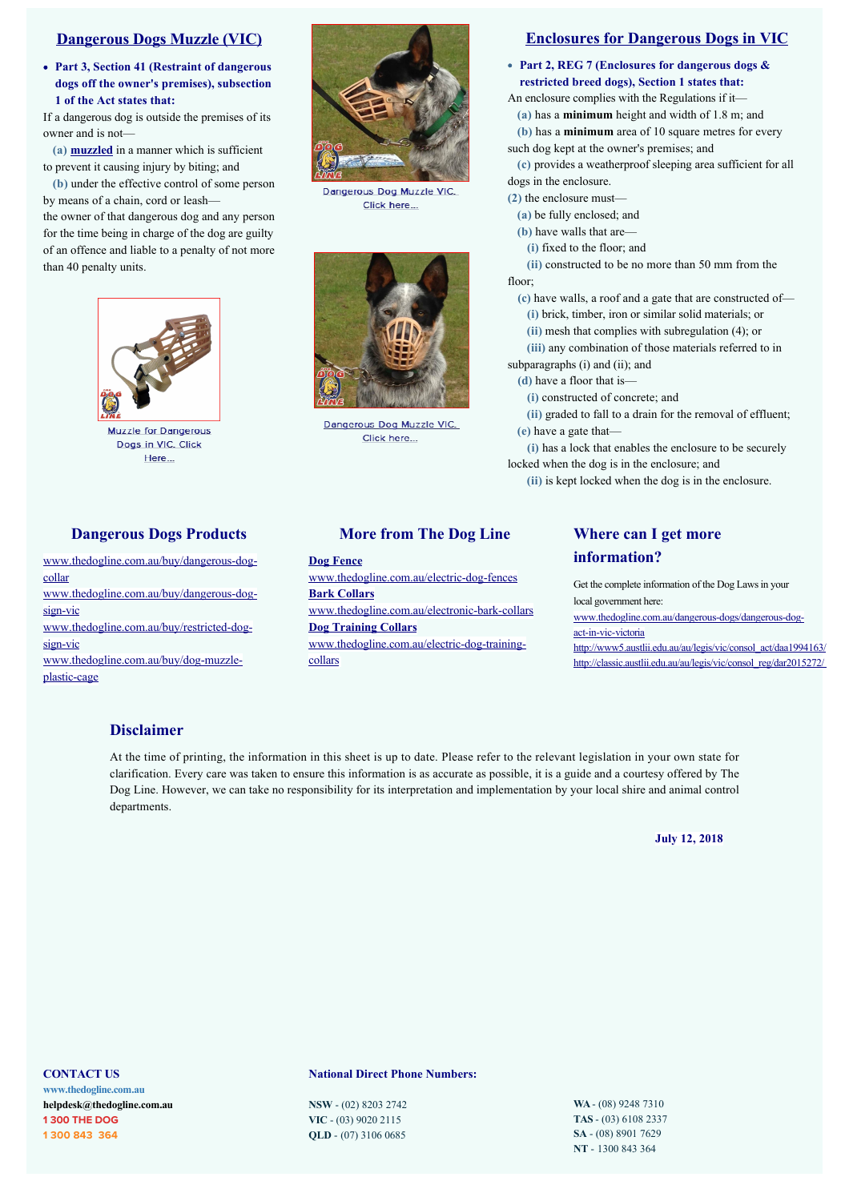## Dangerous Dogs Muzzle (VIC)

- **Part 3, Section 41 (Restraint of dangerous dogs off the owner's premises), subsection 1 of the Act states that:**

If a dangerous dog is outside the premises of its owner and is not—

**(a)** **muzzled** in a manner which is sufficient to prevent it causing injury by biting; and

**(b)** under the effective control of some person by means of a chain, cord or leash—

the owner of that dangerous dog and any person for the time being in charge of the dog are guilty of an offence and liable to a penalty of not more than 40 penalty units.

Muzzle for Dangerous Dogs in VIC. Click Here...

Dangerous Dog Muzzle VIC. Click here...

Dangerous Dog Muzzle VIC. Click here...

## Enclosures for Dangerous Dogs in VIC

- **Part 2, REG 7 (Enclosures for dangerous dogs & restricted breed dogs), Section 1 states that:**

An enclosure complies with the Regulations if it—

**(a)** has a **minimum** height and width of 1.8 m; and

**(b)** has a **minimum** area of 10 square metres for every such dog kept at the owner's premises; and

**(c)** provides a weatherproof sleeping area sufficient for all dogs in the enclosure.

**(2)** the enclosure must—

**(a)** be fully enclosed; and

**(b)** have walls that are—

**(i)** fixed to the floor; and

**(ii)** constructed to be no more than 50 mm from the floor;

**(c)** have walls, a roof and a gate that are constructed of—

**(i)** brick, timber, iron or similar solid materials; or

**(ii)** mesh that complies with subregulation (4); or

**(iii)** any combination of those materials referred to in subparagraphs (i) and (ii); and

**(d)** have a floor that is—

**(i)** constructed of concrete; and

**(ii)** graded to fall to a drain for the removal of effluent;

**(e)** have a gate that—

**(i)** has a lock that enables the enclosure to be securely locked when the dog is in the enclosure; and

**(ii)** is kept locked when the dog is in the enclosure.

## Dangerous Dogs Products

www.thedogline.com.au/buy/dangerous-dog-collar
www.thedogline.com.au/buy/dangerous-dog-sign-vic
www.thedogline.com.au/buy/restricted-dog-sign-vic
www.thedogline.com.au/buy/dog-muzzle-plastic-cage

## More from The Dog Line

**Dog Fence**
www.thedogline.com.au/electric-dog-fences
**Bark Collars**
www.thedogline.com.au/electronic-bark-collars
**Dog Training Collars**
www.thedogline.com.au/electric-dog-training-collars

## Where can I get more information?

Get the complete information of the Dog Laws in your local government here:
www.thedogline.com.au/dangerous-dogs/dangerous-dog-act-in-vic-victoria
http://www5.austlii.edu.au/au/legis/vic/consol_act/daa1994163/
http://classic.austlii.edu.au/au/legis/vic/consol_reg/dar2015272/

## Disclaimer

At the time of printing, the information in this sheet is up to date. Please refer to the relevant legislation in your own state for clarification. Every care was taken to ensure this information is as accurate as possible, it is a guide and a courtesy offered by The Dog Line. However, we can take no responsibility for its interpretation and implementation by your local shire and animal control departments.

**July 12, 2018**

**CONTACT US**
www.thedogline.com.au
helpdesk@thedogline.com.au
1 300 THE DOG
1 300 843 364

**National Direct Phone Numbers:**

**NSW** - (02) 8203 2742
**VIC** - (03) 9020 2115
**QLD** - (07) 3106 0685
**WA** - (08) 9248 7310
**TAS** - (03) 6108 2337
**SA** - (08) 8901 7629
**NT** - 1300 843 364